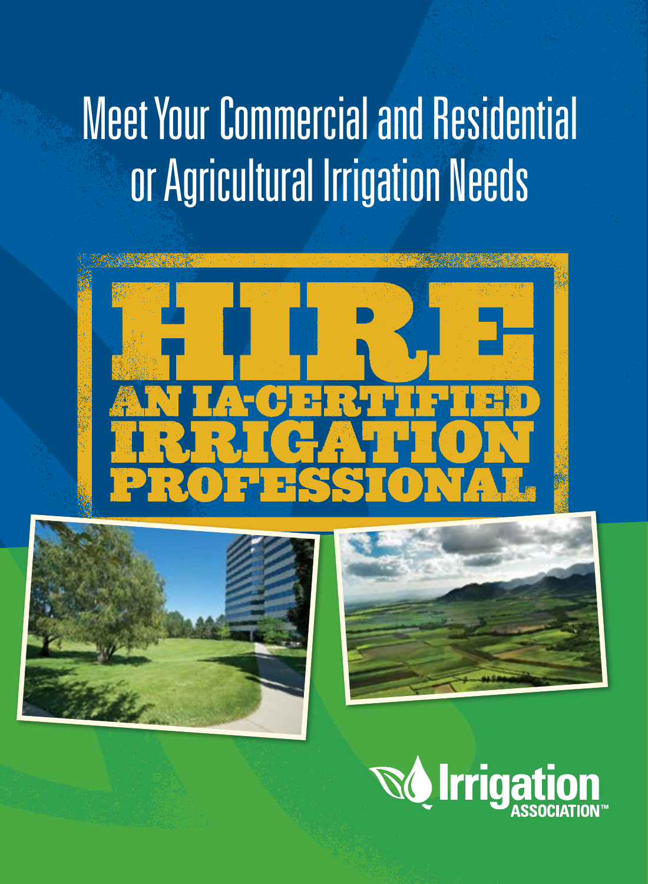# Meet Your Commercial and Residential or Agricultural Irrigation Needs

# HIRE AN IA-CERTIFIED IRRIGATION PROFESSIONAL

Irrigation ASSOCIATION™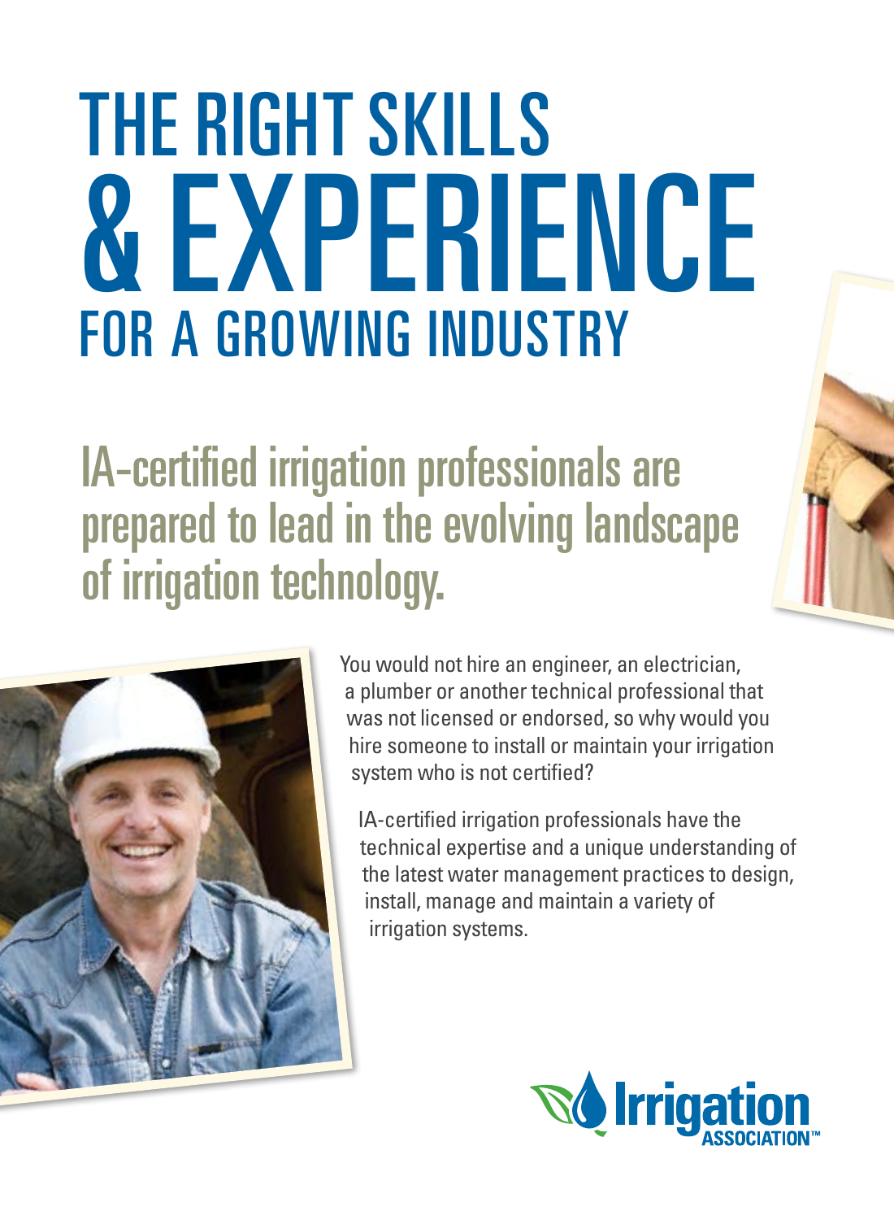# THE RIGHT SKILLS & EXPERIENCE FOR A GROWING INDUSTRY

## IA-certified irrigation professionals are prepared to lead in the evolving landscape of irrigation technology.

You would not hire an engineer, an electrician, a plumber or another technical professional that was not licensed or endorsed, so why would you hire someone to install or maintain your irrigation system who is not certified?

IA-certified irrigation professionals have the technical expertise and a unique understanding of the latest water management practices to design, install, manage and maintain a variety of irrigation systems.

Irrigation ASSOCIATION™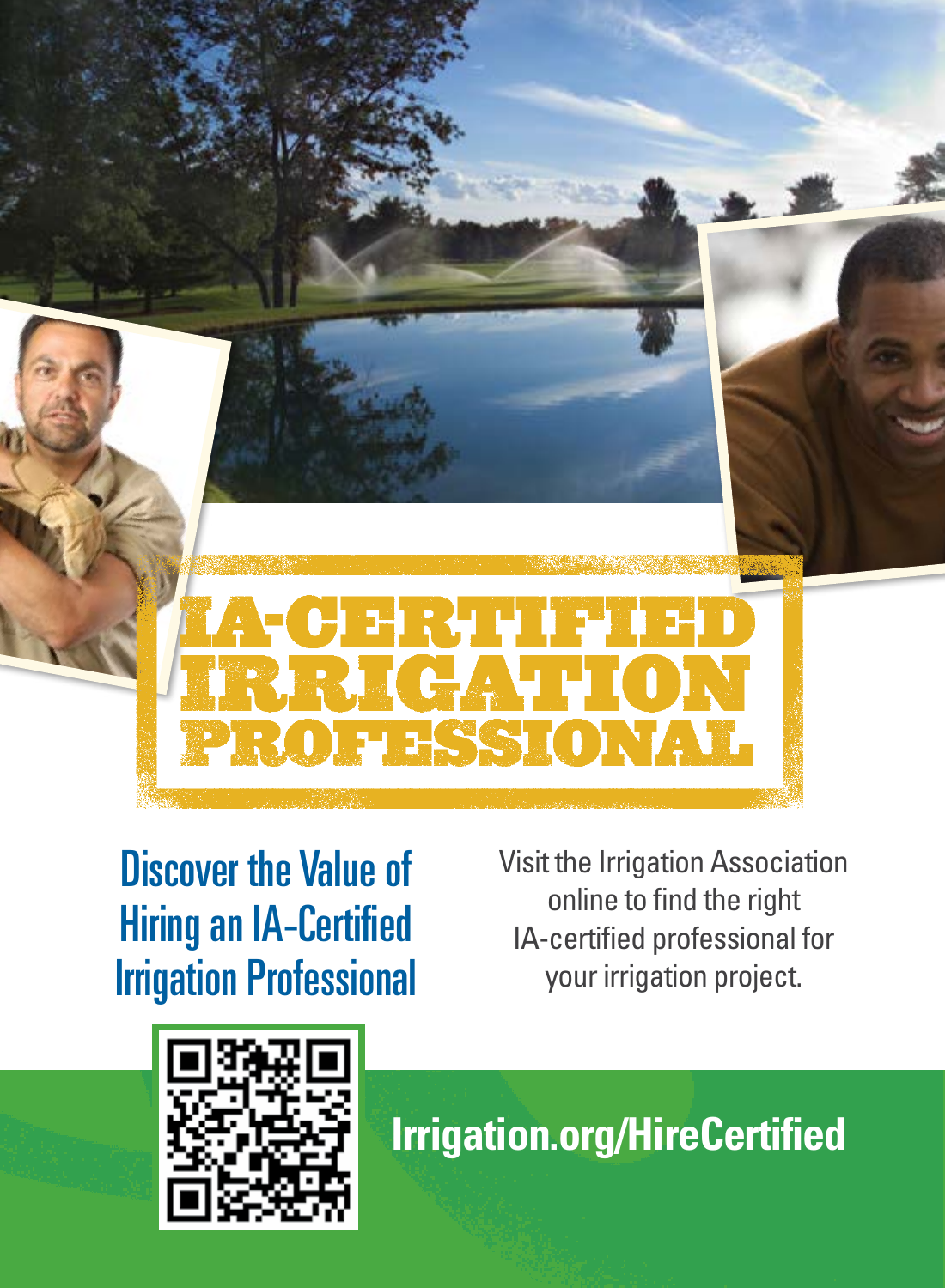# IA-CERTIFIED IRRIGATION PROFESSIONAL

## Discover the Value of Hiring an IA-Certified Irrigation Professional

Visit the Irrigation Association online to find the right IA-certified professional for your irrigation project.

**Irrigation.org/HireCertified**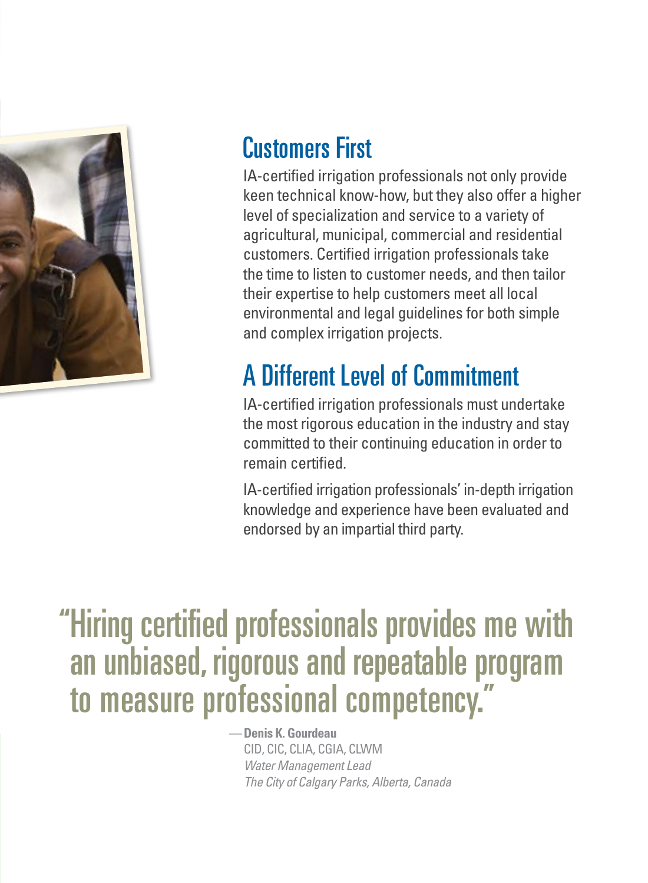## Customers First

IA-certified irrigation professionals not only provide keen technical know-how, but they also offer a higher level of specialization and service to a variety of agricultural, municipal, commercial and residential customers. Certified irrigation professionals take the time to listen to customer needs, and then tailor their expertise to help customers meet all local environmental and legal guidelines for both simple and complex irrigation projects.

## A Different Level of Commitment

IA-certified irrigation professionals must undertake the most rigorous education in the industry and stay committed to their continuing education in order to remain certified.

IA-certified irrigation professionals' in-depth irrigation knowledge and experience have been evaluated and endorsed by an impartial third party.

> "Hiring certified professionals provides me with an unbiased, rigorous and repeatable program to measure professional competency."

—**Denis K. Gourdeau**
CID, CIC, CLIA, CGIA, CLWM
*Water Management Lead*
*The City of Calgary Parks, Alberta, Canada*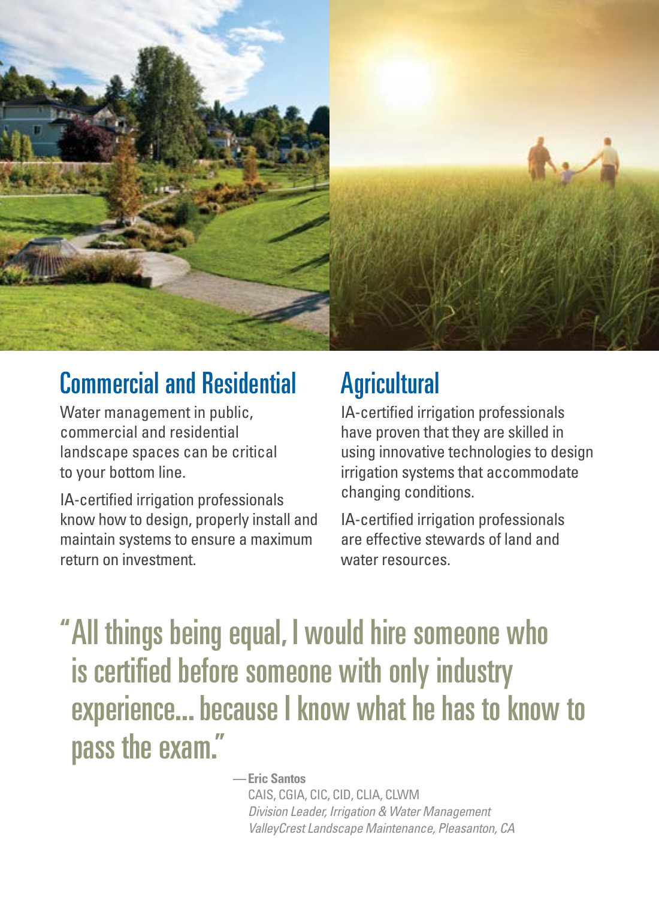## Commercial and Residential

Water management in public, commercial and residential landscape spaces can be critical to your bottom line.

IA-certified irrigation professionals know how to design, properly install and maintain systems to ensure a maximum return on investment.

## Agricultural

IA-certified irrigation professionals have proven that they are skilled in using innovative technologies to design irrigation systems that accommodate changing conditions.

IA-certified irrigation professionals are effective stewards of land and water resources.

> "All things being equal, I would hire someone who is certified before someone with only industry experience... because I know what he has to know to pass the exam."
>
> — **Eric Santos**
> CAIS, CGIA, CIC, CID, CLIA, CLWM
> *Division Leader, Irrigation & Water Management*
> *ValleyCrest Landscape Maintenance, Pleasanton, CA*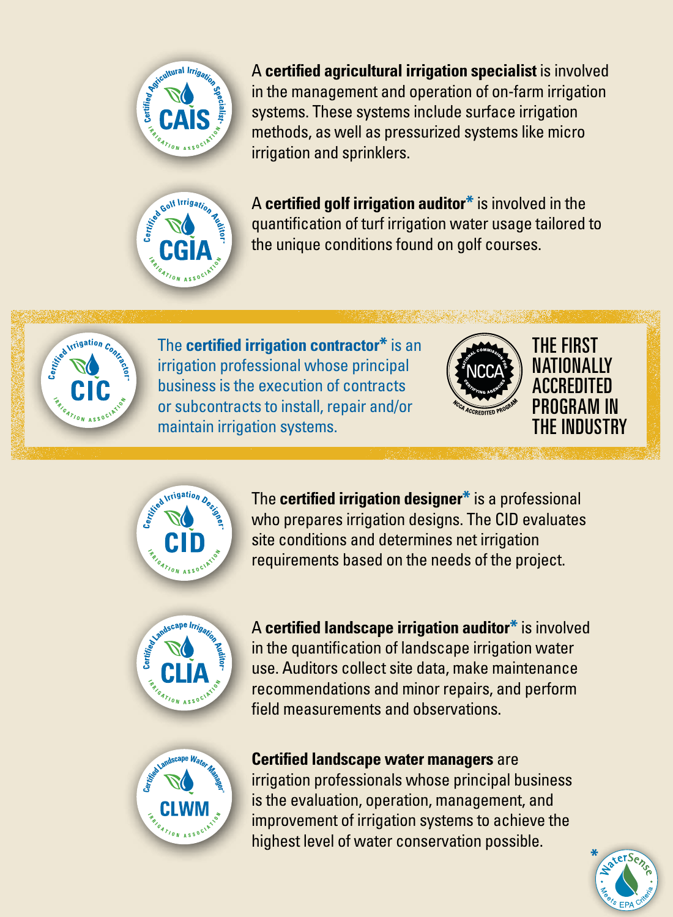A **certified agricultural irrigation specialist** is involved in the management and operation of on-farm irrigation systems. These systems include surface irrigation methods, as well as pressurized systems like micro irrigation and sprinklers.

A **certified golf irrigation auditor*** is involved in the quantification of turf irrigation water usage tailored to the unique conditions found on golf courses.

The **certified irrigation contractor*** is an irrigation professional whose principal business is the execution of contracts or subcontracts to install, repair and/or maintain irrigation systems.

THE FIRST NATIONALLY ACCREDITED PROGRAM IN THE INDUSTRY

The **certified irrigation designer*** is a professional who prepares irrigation designs. The CID evaluates site conditions and determines net irrigation requirements based on the needs of the project.

A **certified landscape irrigation auditor*** is involved in the quantification of landscape irrigation water use. Auditors collect site data, make maintenance recommendations and minor repairs, and perform field measurements and observations.

**Certified landscape water managers** are irrigation professionals whose principal business is the evaluation, operation, management, and improvement of irrigation systems to achieve the highest level of water conservation possible.

* WaterSense Meets EPA Criteria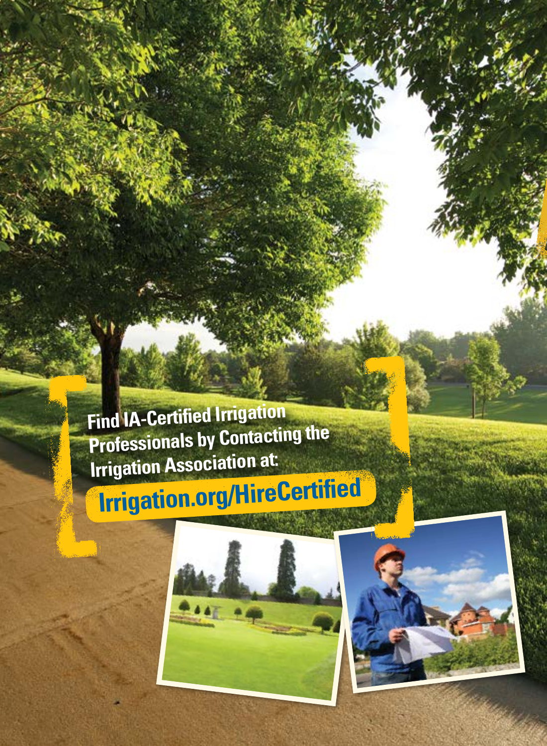Find IA-Certified Irrigation Professionals by Contacting the Irrigation Association at:

**Irrigation.org/HireCertified**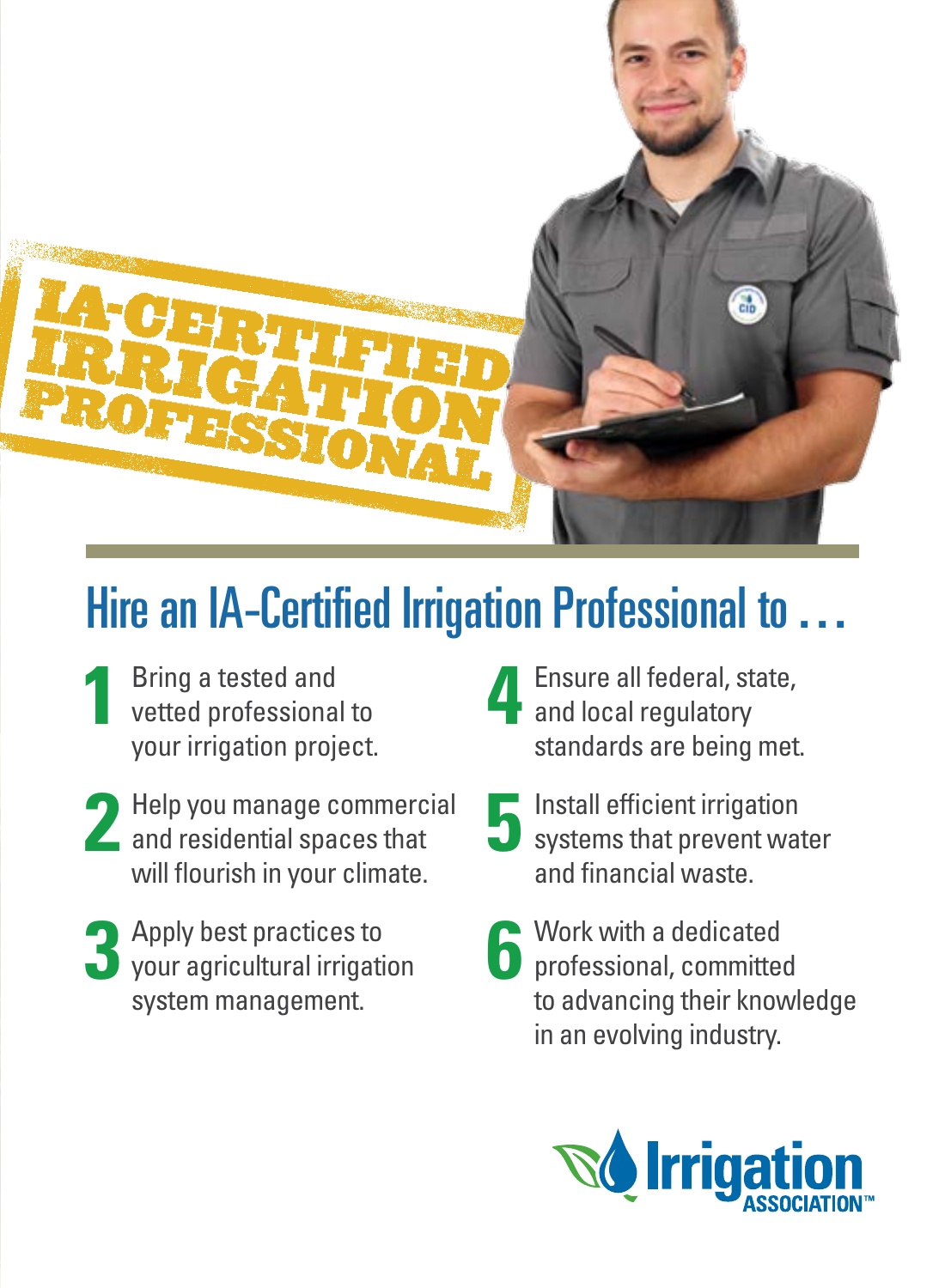IA-CERTIFIED IRRIGATION PROFESSIONAL

## Hire an IA-Certified Irrigation Professional to …

1. Bring a tested and vetted professional to your irrigation project.
2. Help you manage commercial and residential spaces that will flourish in your climate.
3. Apply best practices to your agricultural irrigation system management.
4. Ensure all federal, state, and local regulatory standards are being met.
5. Install efficient irrigation systems that prevent water and financial waste.
6. Work with a dedicated professional, committed to advancing their knowledge in an evolving industry.

Irrigation ASSOCIATION™